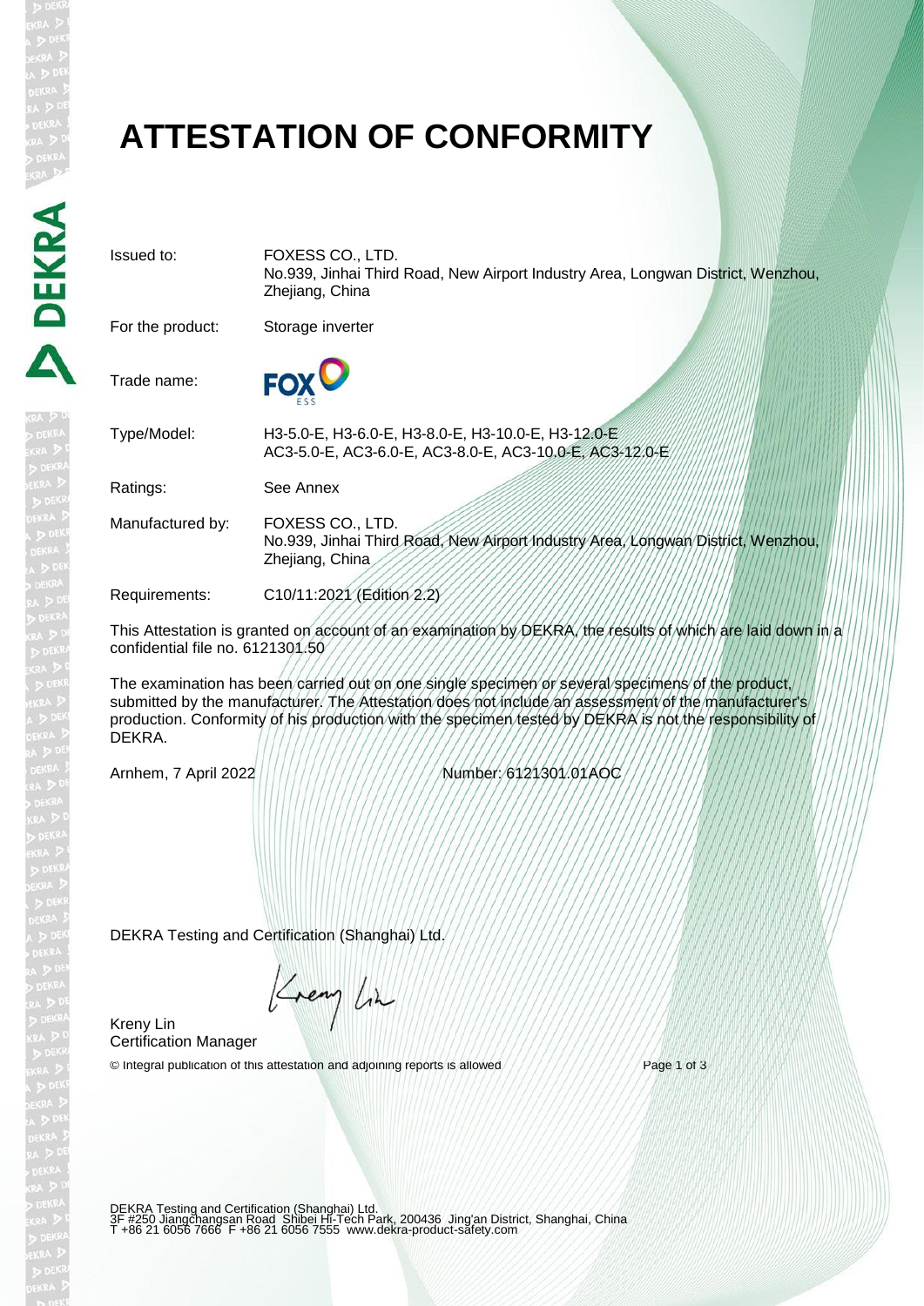# ATTESTATION OF CONFORMITY

| | |
|---|---|
| Issued to: | FOXESS CO., LTD.<br>No.939, Jinhai Third Road, New Airport Industry Area, Longwan District, Wenzhou, Zhejiang, China |
| For the product: | Storage inverter |
| Trade name: | FOX ESS |
| Type/Model: | H3-5.0-E, H3-6.0-E, H3-8.0-E, H3-10.0-E, H3-12.0-E<br>AC3-5.0-E, AC3-6.0-E, AC3-8.0-E, AC3-10.0-E, AC3-12.0-E |
| Ratings: | See Annex |
| Manufactured by: | FOXESS CO., LTD.<br>No.939, Jinhai Third Road, New Airport Industry Area, Longwan District, Wenzhou, Zhejiang, China |
| Requirements: | C10/11:2021 (Edition 2.2) |

This Attestation is granted on account of an examination by DEKRA, the results of which are laid down in a confidential file no. 6121301.50

The examination has been carried out on one single specimen or several specimens of the product, submitted by the manufacturer. The Attestation does not include an assessment of the manufacturer's production. Conformity of his production with the specimen tested by DEKRA is not the responsibility of DEKRA.

Arnhem, 7 April 2022

Number: 6121301.01AOC

DEKRA Testing and Certification (Shanghai) Ltd.

Kreny Lin
Certification Manager

© Integral publication of this attestation and adjoining reports is allowed

DEKRA Testing and Certification (Shanghai) Ltd.
3F #250 Jiangchangsan Road Shibei Hi-Tech Park, 200436 Jing'an District, Shanghai, China
T +86 21 6056 7666 F +86 21 6056 7555 www.dekra-product-safety.com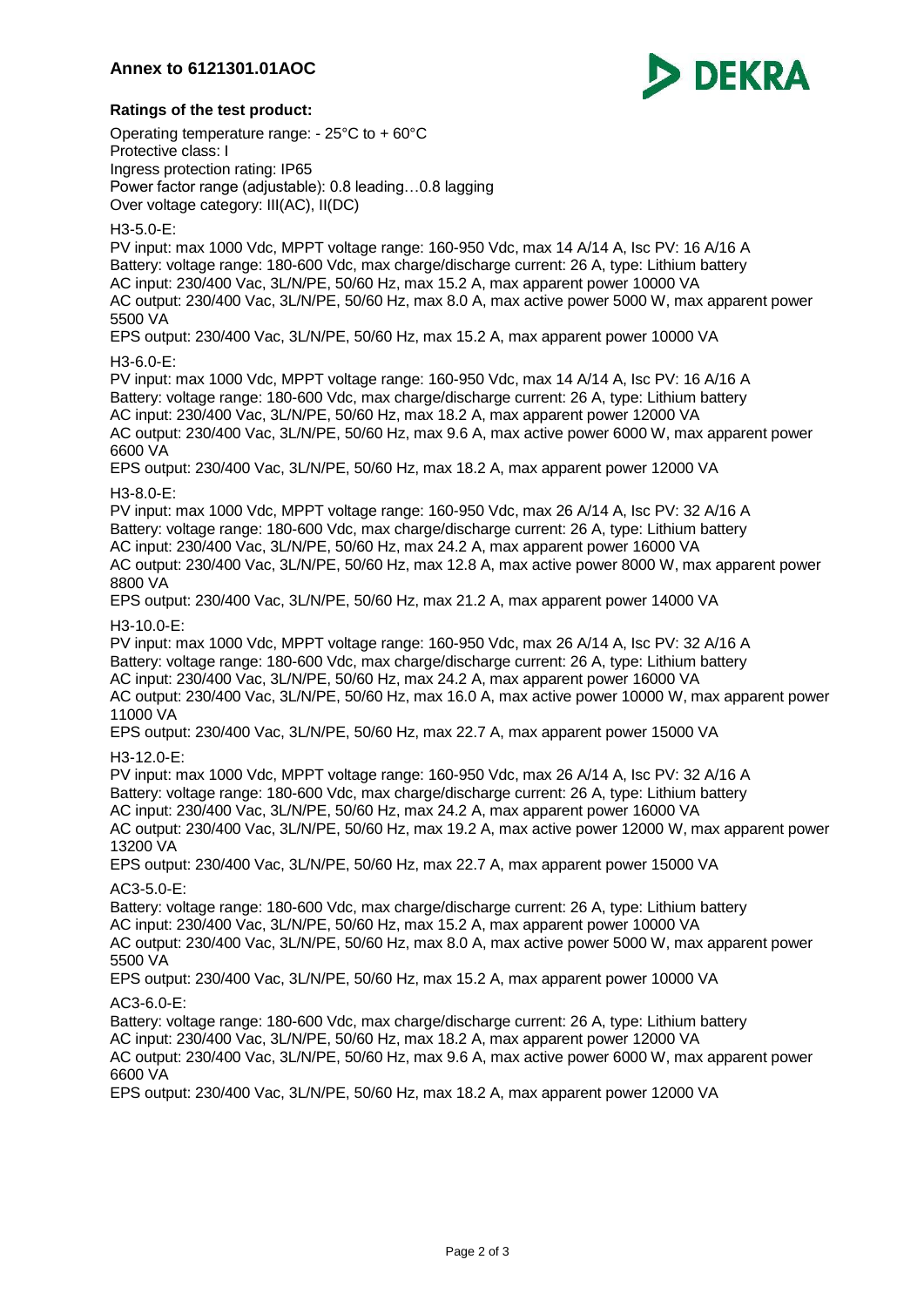**Annex to 6121301.01AOC**

**Ratings of the test product:**

Operating temperature range: - 25°C to + 60°C
Protective class: I
Ingress protection rating: IP65
Power factor range (adjustable): 0.8 leading…0.8 lagging
Over voltage category: III(AC), II(DC)

H3-5.0-E:
PV input: max 1000 Vdc, MPPT voltage range: 160-950 Vdc, max 14 A/14 A, Isc PV: 16 A/16 A
Battery: voltage range: 180-600 Vdc, max charge/discharge current: 26 A, type: Lithium battery
AC input: 230/400 Vac, 3L/N/PE, 50/60 Hz, max 15.2 A, max apparent power 10000 VA
AC output: 230/400 Vac, 3L/N/PE, 50/60 Hz, max 8.0 A, max active power 5000 W, max apparent power 5500 VA
EPS output: 230/400 Vac, 3L/N/PE, 50/60 Hz, max 15.2 A, max apparent power 10000 VA

H3-6.0-E:
PV input: max 1000 Vdc, MPPT voltage range: 160-950 Vdc, max 14 A/14 A, Isc PV: 16 A/16 A
Battery: voltage range: 180-600 Vdc, max charge/discharge current: 26 A, type: Lithium battery
AC input: 230/400 Vac, 3L/N/PE, 50/60 Hz, max 18.2 A, max apparent power 12000 VA
AC output: 230/400 Vac, 3L/N/PE, 50/60 Hz, max 9.6 A, max active power 6000 W, max apparent power 6600 VA
EPS output: 230/400 Vac, 3L/N/PE, 50/60 Hz, max 18.2 A, max apparent power 12000 VA

H3-8.0-E:
PV input: max 1000 Vdc, MPPT voltage range: 160-950 Vdc, max 26 A/14 A, Isc PV: 32 A/16 A
Battery: voltage range: 180-600 Vdc, max charge/discharge current: 26 A, type: Lithium battery
AC input: 230/400 Vac, 3L/N/PE, 50/60 Hz, max 24.2 A, max apparent power 16000 VA
AC output: 230/400 Vac, 3L/N/PE, 50/60 Hz, max 12.8 A, max active power 8000 W, max apparent power 8800 VA
EPS output: 230/400 Vac, 3L/N/PE, 50/60 Hz, max 21.2 A, max apparent power 14000 VA

H3-10.0-E:
PV input: max 1000 Vdc, MPPT voltage range: 160-950 Vdc, max 26 A/14 A, Isc PV: 32 A/16 A
Battery: voltage range: 180-600 Vdc, max charge/discharge current: 26 A, type: Lithium battery
AC input: 230/400 Vac, 3L/N/PE, 50/60 Hz, max 24.2 A, max apparent power 16000 VA
AC output: 230/400 Vac, 3L/N/PE, 50/60 Hz, max 16.0 A, max active power 10000 W, max apparent power 11000 VA
EPS output: 230/400 Vac, 3L/N/PE, 50/60 Hz, max 22.7 A, max apparent power 15000 VA

H3-12.0-E:
PV input: max 1000 Vdc, MPPT voltage range: 160-950 Vdc, max 26 A/14 A, Isc PV: 32 A/16 A
Battery: voltage range: 180-600 Vdc, max charge/discharge current: 26 A, type: Lithium battery
AC input: 230/400 Vac, 3L/N/PE, 50/60 Hz, max 24.2 A, max apparent power 16000 VA
AC output: 230/400 Vac, 3L/N/PE, 50/60 Hz, max 19.2 A, max active power 12000 W, max apparent power 13200 VA
EPS output: 230/400 Vac, 3L/N/PE, 50/60 Hz, max 22.7 A, max apparent power 15000 VA

AC3-5.0-E:
Battery: voltage range: 180-600 Vdc, max charge/discharge current: 26 A, type: Lithium battery
AC input: 230/400 Vac, 3L/N/PE, 50/60 Hz, max 15.2 A, max apparent power 10000 VA
AC output: 230/400 Vac, 3L/N/PE, 50/60 Hz, max 8.0 A, max active power 5000 W, max apparent power 5500 VA
EPS output: 230/400 Vac, 3L/N/PE, 50/60 Hz, max 15.2 A, max apparent power 10000 VA

AC3-6.0-E:
Battery: voltage range: 180-600 Vdc, max charge/discharge current: 26 A, type: Lithium battery
AC input: 230/400 Vac, 3L/N/PE, 50/60 Hz, max 18.2 A, max apparent power 12000 VA
AC output: 230/400 Vac, 3L/N/PE, 50/60 Hz, max 9.6 A, max active power 6000 W, max apparent power 6600 VA
EPS output: 230/400 Vac, 3L/N/PE, 50/60 Hz, max 18.2 A, max apparent power 12000 VA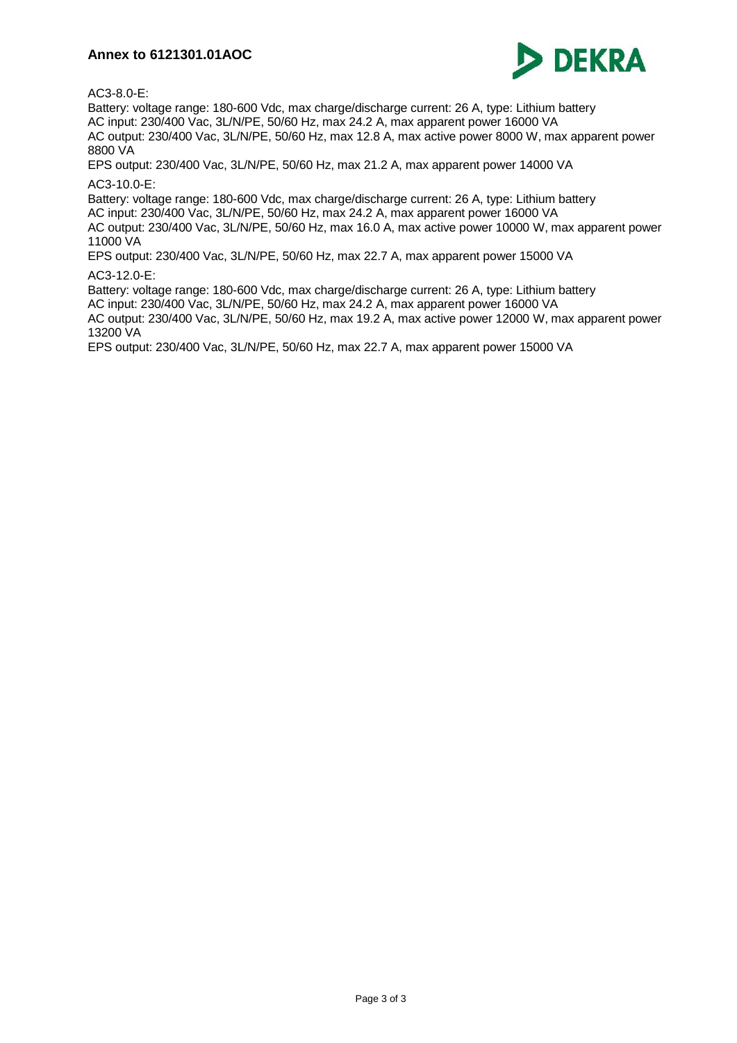AC3-8.0-E:

Battery: voltage range: 180-600 Vdc, max charge/discharge current: 26 A, type: Lithium battery
AC input: 230/400 Vac, 3L/N/PE, 50/60 Hz, max 24.2 A, max apparent power 16000 VA
AC output: 230/400 Vac, 3L/N/PE, 50/60 Hz, max 12.8 A, max active power 8000 W, max apparent power 8800 VA
EPS output: 230/400 Vac, 3L/N/PE, 50/60 Hz, max 21.2 A, max apparent power 14000 VA

AC3-10.0-E:

Battery: voltage range: 180-600 Vdc, max charge/discharge current: 26 A, type: Lithium battery
AC input: 230/400 Vac, 3L/N/PE, 50/60 Hz, max 24.2 A, max apparent power 16000 VA
AC output: 230/400 Vac, 3L/N/PE, 50/60 Hz, max 16.0 A, max active power 10000 W, max apparent power 11000 VA
EPS output: 230/400 Vac, 3L/N/PE, 50/60 Hz, max 22.7 A, max apparent power 15000 VA

AC3-12.0-E:

Battery: voltage range: 180-600 Vdc, max charge/discharge current: 26 A, type: Lithium battery
AC input: 230/400 Vac, 3L/N/PE, 50/60 Hz, max 24.2 A, max apparent power 16000 VA
AC output: 230/400 Vac, 3L/N/PE, 50/60 Hz, max 19.2 A, max active power 12000 W, max apparent power 13200 VA
EPS output: 230/400 Vac, 3L/N/PE, 50/60 Hz, max 22.7 A, max apparent power 15000 VA